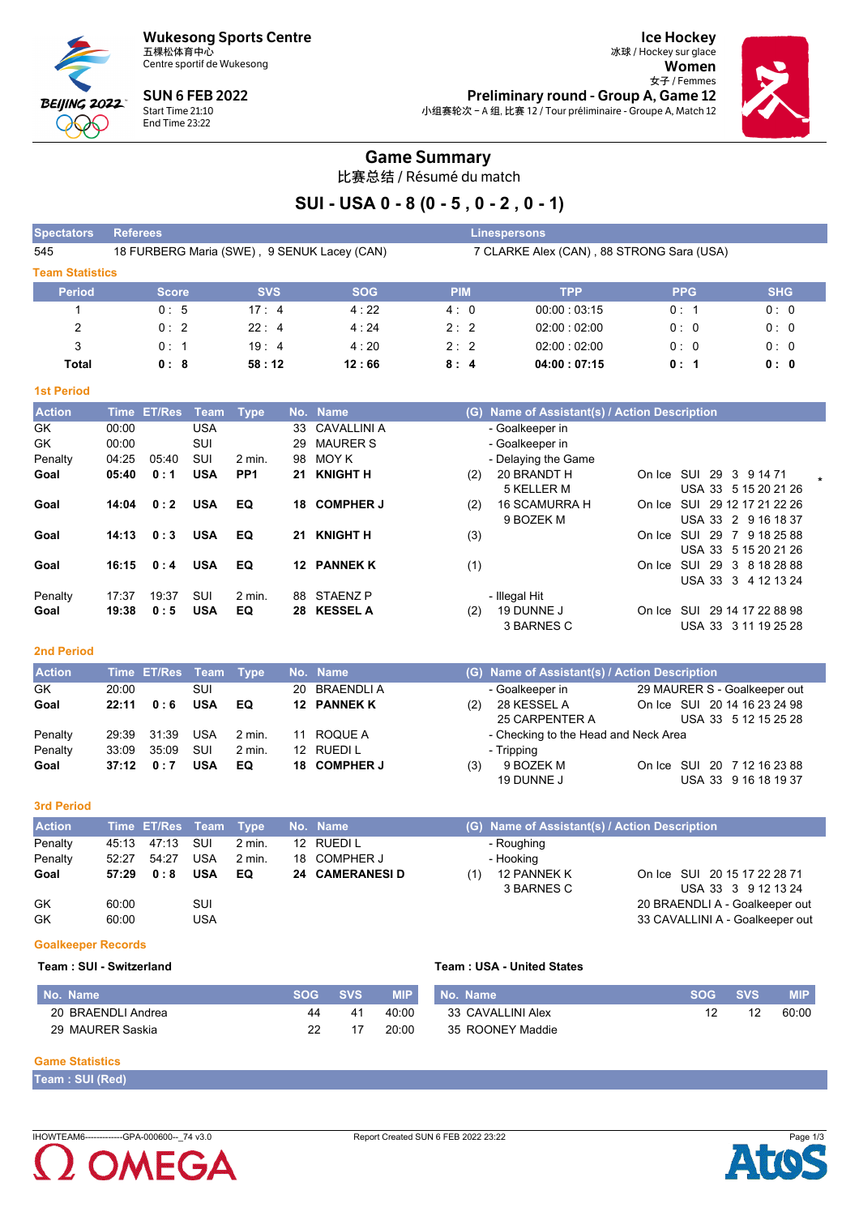Wukesong Sports Centre
五棵松体育中心
Centre sportif de Wukesong

SUN 6 FEB 2022
Start Time 21:10
End Time 23:22

Ice Hockey
冰球 / Hockey sur glace
Women
女子 / Femmes
Preliminary round - Group A, Game 12
小组赛轮次 – A 组, 比赛 12 / Tour préliminaire - Groupe A, Match 12

# Game Summary

比赛总结 / Résumé du match

## SUI - USA 0 - 8 (0 - 5 , 0 - 2 , 0 - 1)

| Spectators | Referees | Linespersons |
|---|---|---|
| 545 | 18 FURBERG Maria (SWE) , 9 SENUK Lacey (CAN) | 7 CLARKE Alex (CAN) , 88 STRONG Sara (USA) |

### Team Statistics

| Period | Score | SVS | SOG | PIM | TPP | PPG | SHG |
|---|---|---|---|---|---|---|---|
| 1 | 0 : 5 | 17 : 4 | 4 : 22 | 4 : 0 | 00:00 : 03:15 | 0 : 1 | 0 : 0 |
| 2 | 0 : 2 | 22 : 4 | 4 : 24 | 2 : 2 | 02:00 : 02:00 | 0 : 0 | 0 : 0 |
| 3 | 0 : 1 | 19 : 4 | 4 : 20 | 2 : 2 | 02:00 : 02:00 | 0 : 0 | 0 : 0 |
| **Total** | **0 : 8** | **58 : 12** | **12 : 66** | **8 : 4** | **04:00 : 07:15** | **0 : 1** | **0 : 0** |

### 1st Period

| Action | Time | ET/Res | Team | Type | No. | Name | (G) | Name of Assistant(s) / Action Description | On Ice |
|---|---|---|---|---|---|---|---|---|---|
| GK | 00:00 | | USA | | 33 | CAVALLINI A | | - Goalkeeper in | |
| GK | 00:00 | | SUI | | 29 | MAURER S | | - Goalkeeper in | |
| Penalty | 04:25 | 05:40 | SUI | 2 min. | 98 | MOY K | | - Delaying the Game | |
| **Goal** | **05:40** | **0 : 1** | **USA** | **PP1** | **21** | **KNIGHT H** | (2) | 20 BRANDT H, 5 KELLER M | SUI 29 3 9 14 71 / USA 33 5 15 20 21 26 * |
| **Goal** | **14:04** | **0 : 2** | **USA** | **EQ** | **18** | **COMPHER J** | (2) | 16 SCAMURRA H, 9 BOZEK M | SUI 29 12 17 21 22 26 / USA 33 2 9 16 18 37 |
| **Goal** | **14:13** | **0 : 3** | **USA** | **EQ** | **21** | **KNIGHT H** | (3) | | SUI 29 7 9 18 25 88 / USA 33 5 15 20 21 26 |
| **Goal** | **16:15** | **0 : 4** | **USA** | **EQ** | **12** | **PANNEK K** | (1) | | SUI 29 3 8 18 28 88 / USA 33 3 4 12 13 24 |
| Penalty | 17:37 | 19:37 | SUI | 2 min. | 88 | STAENZ P | | - Illegal Hit | |
| **Goal** | **19:38** | **0 : 5** | **USA** | **EQ** | **28** | **KESSEL A** | (2) | 19 DUNNE J, 3 BARNES C | SUI 29 14 17 22 88 98 / USA 33 3 11 19 25 28 |

### 2nd Period

| Action | Time | ET/Res | Team | Type | No. | Name | (G) | Name of Assistant(s) / Action Description | On Ice |
|---|---|---|---|---|---|---|---|---|---|
| GK | 20:00 | | SUI | | 20 | BRAENDLI A | | - Goalkeeper in | 29 MAURER S - Goalkeeper out |
| **Goal** | **22:11** | **0 : 6** | **USA** | **EQ** | **12** | **PANNEK K** | (2) | 28 KESSEL A, 25 CARPENTER A | SUI 20 14 16 23 24 98 / USA 33 5 12 15 25 28 |
| Penalty | 29:39 | 31:39 | USA | 2 min. | 11 | ROQUE A | | - Checking to the Head and Neck Area | |
| Penalty | 33:09 | 35:09 | SUI | 2 min. | 12 | RUEDI L | | - Tripping | |
| **Goal** | **37:12** | **0 : 7** | **USA** | **EQ** | **18** | **COMPHER J** | (3) | 9 BOZEK M, 19 DUNNE J | SUI 20 7 12 16 23 88 / USA 33 9 16 18 19 37 |

### 3rd Period

| Action | Time | ET/Res | Team | Type | No. | Name | (G) | Name of Assistant(s) / Action Description | On Ice |
|---|---|---|---|---|---|---|---|---|---|
| Penalty | 45:13 | 47:13 | SUI | 2 min. | 12 | RUEDI L | | - Roughing | |
| Penalty | 52:27 | 54:27 | USA | 2 min. | 18 | COMPHER J | | - Hooking | |
| **Goal** | **57:29** | **0 : 8** | **USA** | **EQ** | **24** | **CAMERANESI D** | (1) | 12 PANNEK K, 3 BARNES C | SUI 20 15 17 22 28 71 / USA 33 3 9 12 13 24 |
| GK | 60:00 | | SUI | | | | | | 20 BRAENDLI A - Goalkeeper out |
| GK | 60:00 | | USA | | | | | | 33 CAVALLINI A - Goalkeeper out |

### Goalkeeper Records

**Team : SUI - Switzerland**

| No. Name | SOG | SVS | MIP |
|---|---|---|---|
| 20 BRAENDLI Andrea | 44 | 41 | 40:00 |
| 29 MAURER Saskia | 22 | 17 | 20:00 |

**Team : USA - United States**

| No. Name | SOG | SVS | MIP |
|---|---|---|---|
| 33 CAVALLINI Alex | 12 | 12 | 60:00 |
| 35 ROONEY Maddie | | | |

### Game Statistics

**Team : SUI (Red)**

IHOWTEAM6------------GPA-000600--_74 v3.0 Report Created SUN 6 FEB 2022 23:22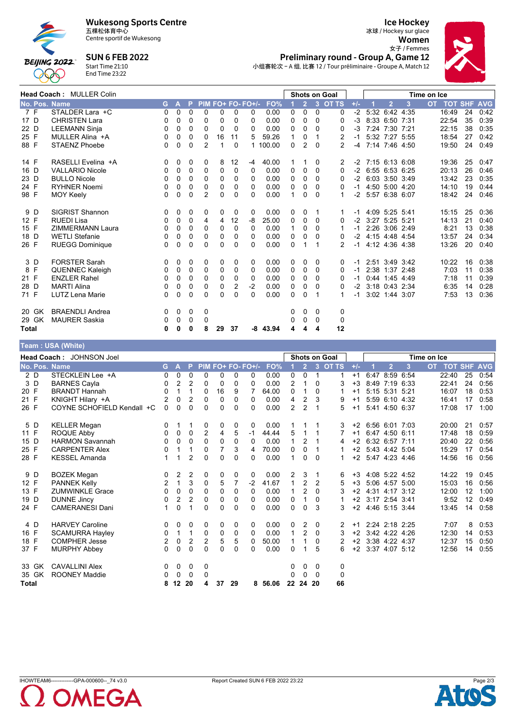**Wukesong Sports Centre**
五棵松体育中心
Centre sportif de Wukesong

**SUN 6 FEB 2022**
Start Time 21:10
End Time 23:22

**Ice Hockey**
冰球 / Hockey sur glace
**Women**
女子 / Femmes
**Preliminary round - Group A, Game 12**
小组赛轮次 – A 组, 比赛 12 / Tour préliminaire - Groupe A, Match 12

**Head Coach : MULLER Colin**

| No. | Pos. | Name | G | A | P | PIM | FO+ | FO- | FO+/- | FO% | SoG 1 | SoG 2 | SoG 3 | SoG OT | SoG TS | +/- | ToI 1 | ToI 2 | ToI 3 | ToI OT | TOT | SHF | AVG |
|---|---|---|---|---|---|---|---|---|---|---|---|---|---|---|---|---|---|---|---|---|---|---|---|
| 7 | F | STALDER Lara +C | 0 | 0 | 0 | 0 | 0 | 0 | 0 | 0.00 | 0 | 0 | 0 | | 0 | -2 | 5:32 | 6:42 | 4:35 | | 16:49 | 24 | 0:42 |
| 17 | D | CHRISTEN Lara | 0 | 0 | 0 | 0 | 0 | 0 | 0 | 0.00 | 0 | 0 | 0 | | 0 | -3 | 8:33 | 6:50 | 7:31 | | 22:54 | 35 | 0:39 |
| 22 | D | LEEMANN Sinja | 0 | 0 | 0 | 0 | 0 | 0 | 0 | 0.00 | 0 | 0 | 0 | | 0 | -3 | 7:24 | 7:30 | 7:21 | | 22:15 | 38 | 0:35 |
| 25 | F | MULLER Alina +A | 0 | 0 | 0 | 0 | 16 | 11 | 5 | 59.26 | 1 | 0 | 1 | | 2 | -1 | 5:32 | 7:27 | 5:55 | | 18:54 | 27 | 0:42 |
| 88 | F | STAENZ Phoebe | 0 | 0 | 0 | 2 | 1 | 0 | 1 | 100.00 | 0 | 2 | 0 | | 2 | -4 | 7:14 | 7:46 | 4:50 | | 19:50 | 24 | 0:49 |
| 14 | F | RASELLI Evelina +A | 0 | 0 | 0 | 0 | 8 | 12 | -4 | 40.00 | 1 | 1 | 0 | | 2 | -2 | 7:15 | 6:13 | 6:08 | | 19:36 | 25 | 0:47 |
| 16 | D | VALLARIO Nicole | 0 | 0 | 0 | 0 | 0 | 0 | 0 | 0.00 | 0 | 0 | 0 | | 0 | -2 | 6:55 | 6:53 | 6:25 | | 20:13 | 26 | 0:46 |
| 23 | D | BULLO Nicole | 0 | 0 | 0 | 0 | 0 | 0 | 0 | 0.00 | 0 | 0 | 0 | | 0 | -2 | 6:03 | 3:50 | 3:49 | | 13:42 | 23 | 0:35 |
| 24 | F | RYHNER Noemi | 0 | 0 | 0 | 0 | 0 | 0 | 0 | 0.00 | 0 | 0 | 0 | | 0 | -1 | 4:50 | 5:00 | 4:20 | | 14:10 | 19 | 0:44 |
| 98 | F | MOY Keely | 0 | 0 | 0 | 2 | 0 | 0 | 0 | 0.00 | 1 | 0 | 0 | | 1 | -2 | 5:57 | 6:38 | 6:07 | | 18:42 | 24 | 0:46 |
| 9 | D | SIGRIST Shannon | 0 | 0 | 0 | 0 | 0 | 0 | 0 | 0.00 | 0 | 0 | 1 | | 1 | -1 | 4:09 | 5:25 | 5:41 | | 15:15 | 25 | 0:36 |
| 12 | F | RUEDI Lisa | 0 | 0 | 0 | 4 | 4 | 12 | -8 | 25.00 | 0 | 0 | 0 | | 0 | -2 | 3:27 | 5:25 | 5:21 | | 14:13 | 21 | 0:40 |
| 15 | F | ZIMMERMANN Laura | 0 | 0 | 0 | 0 | 0 | 0 | 0 | 0.00 | 1 | 0 | 0 | | 1 | -1 | 2:26 | 3:06 | 2:49 | | 8:21 | 13 | 0:38 |
| 18 | D | WETLI Stefanie | 0 | 0 | 0 | 0 | 0 | 0 | 0 | 0.00 | 0 | 0 | 0 | | 0 | -2 | 4:15 | 4:48 | 4:54 | | 13:57 | 24 | 0:34 |
| 26 | F | RUEGG Dominique | 0 | 0 | 0 | 0 | 0 | 0 | 0 | 0.00 | 0 | 1 | 1 | | 2 | -1 | 4:12 | 4:36 | 4:38 | | 13:26 | 20 | 0:40 |
| 3 | D | FORSTER Sarah | 0 | 0 | 0 | 0 | 0 | 0 | 0 | 0.00 | 0 | 0 | 0 | | 0 | -1 | 2:51 | 3:49 | 3:42 | | 10:22 | 16 | 0:38 |
| 8 | F | QUENNEC Kaleigh | 0 | 0 | 0 | 0 | 0 | 0 | 0 | 0.00 | 0 | 0 | 0 | | 0 | -1 | 2:38 | 1:37 | 2:48 | | 7:03 | 11 | 0:38 |
| 21 | F | ENZLER Rahel | 0 | 0 | 0 | 0 | 0 | 0 | 0 | 0.00 | 0 | 0 | 0 | | 0 | -1 | 0:44 | 1:45 | 4:49 | | 7:18 | 11 | 0:39 |
| 28 | D | MARTI Alina | 0 | 0 | 0 | 0 | 0 | 0 | 0 | 0.00 | 0 | 0 | 0 | | 0 | -2 | 3:18 | 0:43 | 2:34 | | 6:35 | 14 | 0:28 |
| 71 | F | LUTZ Lena Marie | 0 | 0 | 0 | 0 | 0 | 2 | -2 | 0.00 | 0 | 0 | 1 | | 1 | -1 | 3:02 | 1:44 | 3:07 | | 7:53 | 13 | 0:36 |
| 20 | GK | BRAENDLI Andrea | 0 | 0 | 0 | 0 | | | | | 0 | 0 | 0 | | 0 | | | | | | | | |
| 29 | GK | MAURER Saskia | 0 | 0 | 0 | 0 | | | | | 0 | 0 | 0 | | 0 | | | | | | | | |
| **Total** | | | **0** | **0** | **0** | **8** | **29** | **37** | **-8** | **43.94** | **4** | **4** | **4** | | **12** | | | | | | | | |

## Team : USA (White)

**Head Coach : JOHNSON Joel**

| No. | Pos. | Name | G | A | P | PIM | FO+ | FO- | FO+/- | FO% | SoG 1 | SoG 2 | SoG 3 | SoG OT | SoG TS | +/- | ToI 1 | ToI 2 | ToI 3 | ToI OT | TOT | SHF | AVG |
|---|---|---|---|---|---|---|---|---|---|---|---|---|---|---|---|---|---|---|---|---|---|---|---|
| 2 | D | STECKLEIN Lee +A | 0 | 0 | 0 | 0 | 0 | 0 | 0 | 0.00 | 0 | 0 | 1 | | 1 | +1 | 6:47 | 8:59 | 6:54 | | 22:40 | 25 | 0:54 |
| 3 | D | BARNES Cayla | 0 | 2 | 2 | 0 | 0 | 0 | 0 | 0.00 | 2 | 1 | 0 | | 3 | +3 | 8:49 | 7:19 | 6:33 | | 22:41 | 24 | 0:56 |
| 20 | F | BRANDT Hannah | 0 | 1 | 1 | 0 | 16 | 9 | 7 | 64.00 | 0 | 1 | 0 | | 1 | +1 | 5:15 | 5:31 | 5:21 | | 16:07 | 18 | 0:53 |
| 21 | F | KNIGHT Hilary +A | 2 | 0 | 2 | 0 | 0 | 0 | 0 | 0.00 | 4 | 2 | 3 | | 9 | +1 | 5:59 | 6:10 | 4:32 | | 16:41 | 17 | 0:58 |
| 26 | F | COYNE SCHOFIELD Kendall +C | 0 | 0 | 0 | 0 | 0 | 0 | 0 | 0.00 | 2 | 2 | 1 | | 5 | +1 | 5:41 | 4:50 | 6:37 | | 17:08 | 17 | 1:00 |
| 5 | D | KELLER Megan | 0 | 1 | 1 | 0 | 0 | 0 | 0 | 0.00 | 1 | 1 | 1 | | 3 | +2 | 6:56 | 6:01 | 7:03 | | 20:00 | 21 | 0:57 |
| 11 | F | ROQUE Abby | 0 | 0 | 0 | 2 | 4 | 5 | -1 | 44.44 | 5 | 1 | 1 | | 7 | +1 | 6:47 | 4:50 | 6:11 | | 17:48 | 18 | 0:59 |
| 15 | D | HARMON Savannah | 0 | 0 | 0 | 0 | 0 | 0 | 0 | 0.00 | 1 | 2 | 1 | | 4 | +2 | 6:32 | 6:57 | 7:11 | | 20:40 | 22 | 0:56 |
| 25 | F | CARPENTER Alex | 0 | 1 | 1 | 0 | 7 | 3 | 4 | 70.00 | 0 | 0 | 1 | | 1 | +2 | 5:43 | 4:42 | 5:04 | | 15:29 | 17 | 0:54 |
| 28 | F | KESSEL Amanda | 1 | 1 | 2 | 0 | 0 | 0 | 0 | 0.00 | 1 | 0 | 0 | | 1 | +2 | 5:47 | 4:23 | 4:46 | | 14:56 | 16 | 0:56 |
| 9 | D | BOZEK Megan | 0 | 2 | 2 | 0 | 0 | 0 | 0 | 0.00 | 2 | 3 | 1 | | 6 | +3 | 4:08 | 5:22 | 4:52 | | 14:22 | 19 | 0:45 |
| 12 | F | PANNEK Kelly | 2 | 1 | 3 | 0 | 5 | 7 | -2 | 41.67 | 1 | 2 | 2 | | 5 | +3 | 5:06 | 4:57 | 5:00 | | 15:03 | 16 | 0:56 |
| 13 | F | ZUMWINKLE Grace | 0 | 0 | 0 | 0 | 0 | 0 | 0 | 0.00 | 1 | 2 | 0 | | 3 | +2 | 4:31 | 4:17 | 3:12 | | 12:00 | 12 | 1:00 |
| 19 | D | DUNNE Jincy | 0 | 2 | 2 | 0 | 0 | 0 | 0 | 0.00 | 0 | 1 | 0 | | 1 | +2 | 3:17 | 2:54 | 3:41 | | 9:52 | 12 | 0:49 |
| 24 | F | CAMERANESI Dani | 1 | 0 | 1 | 0 | 0 | 0 | 0 | 0.00 | 0 | 0 | 3 | | 3 | +2 | 4:46 | 5:15 | 3:44 | | 13:45 | 14 | 0:58 |
| 4 | D | HARVEY Caroline | 0 | 0 | 0 | 0 | 0 | 0 | 0 | 0.00 | 0 | 2 | 0 | | 2 | +1 | 2:24 | 2:18 | 2:25 | | 7:07 | 8 | 0:53 |
| 16 | F | SCAMURRA Hayley | 0 | 1 | 1 | 0 | 0 | 0 | 0 | 0.00 | 1 | 2 | 0 | | 3 | +2 | 3:42 | 4:22 | 4:26 | | 12:30 | 14 | 0:53 |
| 18 | F | COMPHER Jesse | 2 | 0 | 2 | 2 | 5 | 5 | 0 | 50.00 | 1 | 1 | 0 | | 2 | +2 | 3:38 | 4:22 | 4:37 | | 12:37 | 15 | 0:50 |
| 37 | F | MURPHY Abbey | 0 | 0 | 0 | 0 | 0 | 0 | 0 | 0.00 | 0 | 1 | 5 | | 6 | +2 | 3:37 | 4:07 | 5:12 | | 12:56 | 14 | 0:55 |
| 33 | GK | CAVALLINI Alex | 0 | 0 | 0 | 0 | | | | | 0 | 0 | 0 | | 0 | | | | | | | | |
| 35 | GK | ROONEY Maddie | 0 | 0 | 0 | 0 | | | | | 0 | 0 | 0 | | 0 | | | | | | | | |
| **Total** | | | **8** | **12** | **20** | **4** | **37** | **29** | **8** | **56.06** | **22** | **24** | **20** | | **66** | | | | | | | | |

IHOWTEAM6------------GPA-000600--_74 v3.0 Report Created SUN 6 FEB 2022 23:22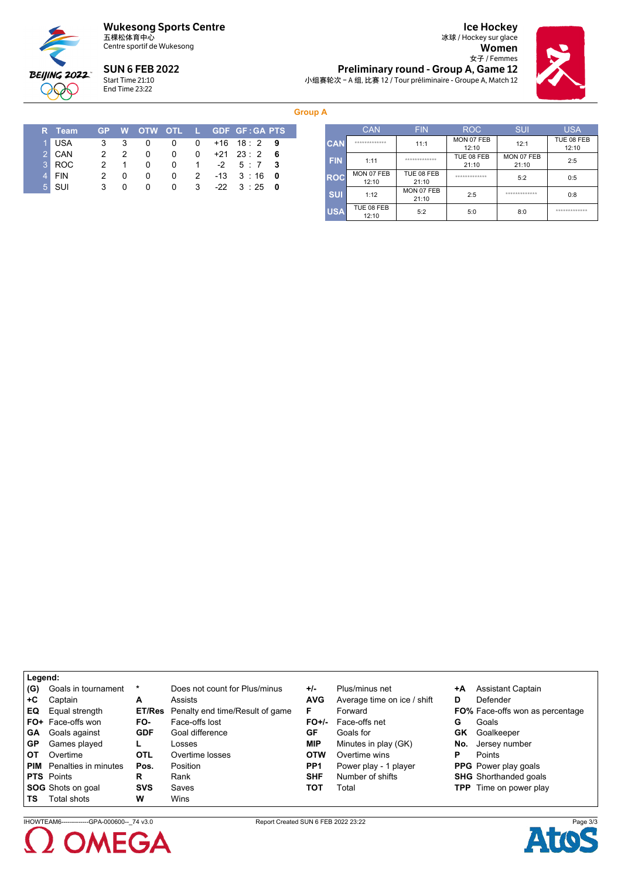# Wukesong Sports Centre

五棵松体育中心
Centre sportif de Wukesong

**SUN 6 FEB 2022**
Start Time 21:10
End Time 23:22

# Ice Hockey

冰球 / Hockey sur glace

**Women**
女子 / Femmes

**Preliminary round - Group A, Game 12**
小组赛轮次 – A 组, 比赛 12 / Tour préliminaire - Groupe A, Match 12

## Group A

| R | Team | GP | W | OTW | OTL | L | GDF | GF : GA | PTS |
|---|---|---|---|---|---|---|---|---|---|
| 1 | USA | 3 | 3 | 0 | 0 | 0 | +16 | 18 : 2 | 9 |
| 2 | CAN | 2 | 2 | 0 | 0 | 0 | +21 | 23 : 2 | 6 |
| 3 | ROC | 2 | 1 | 0 | 0 | 1 | -2 | 5 : 7 | 3 |
| 4 | FIN | 2 | 0 | 0 | 0 | 2 | -13 | 3 : 16 | 0 |
| 5 | SUI | 3 | 0 | 0 | 0 | 3 | -22 | 3 : 25 | 0 |

| | CAN | FIN | ROC | SUI | USA |
|---|---|---|---|---|---|
| CAN | ************* | 11:1 | MON 07 FEB 12:10 | 12:1 | TUE 08 FEB 12:10 |
| FIN | 1:11 | ************* | TUE 08 FEB 21:10 | MON 07 FEB 21:10 | 2:5 |
| ROC | MON 07 FEB 12:10 | TUE 08 FEB 21:10 | ************* | 5:2 | 0:5 |
| SUI | 1:12 | MON 07 FEB 21:10 | 2:5 | ************* | 0:8 |
| USA | TUE 08 FEB 12:10 | 5:2 | 5:0 | 8:0 | ************* |

**Legend:**

| | | | | | | | |
|---|---|---|---|---|---|---|---|
| (G) | Goals in tournament | * | Does not count for Plus/minus | +/- | Plus/minus net | +A | Assistant Captain |
| +C | Captain | A | Assists | AVG | Average time on ice / shift | D | Defender |
| EQ | Equal strength | ET/Res | Penalty end time/Result of game | F | Forward | FO% | Face-offs won as percentage |
| FO+ | Face-offs won | FO- | Face-offs lost | FO+/- | Face-offs net | G | Goals |
| GA | Goals against | GDF | Goal difference | GF | Goals for | GK | Goalkeeper |
| GP | Games played | L | Losses | MIP | Minutes in play (GK) | No. | Jersey number |
| OT | Overtime | OTL | Overtime losses | OTW | Overtime wins | P | Points |
| PIM | Penalties in minutes | Pos. | Position | PP1 | Power play - 1 player | PPG | Power play goals |
| PTS | Points | R | Rank | SHF | Number of shifts | SHG | Shorthanded goals |
| SOG | Shots on goal | SVS | Saves | TOT | Total | TPP | Time on power play |
| TS | Total shots | W | Wins | | | | |

IHOWTEAM6-------------GPA-000600--_74 v3.0 Report Created SUN 6 FEB 2022 23:22